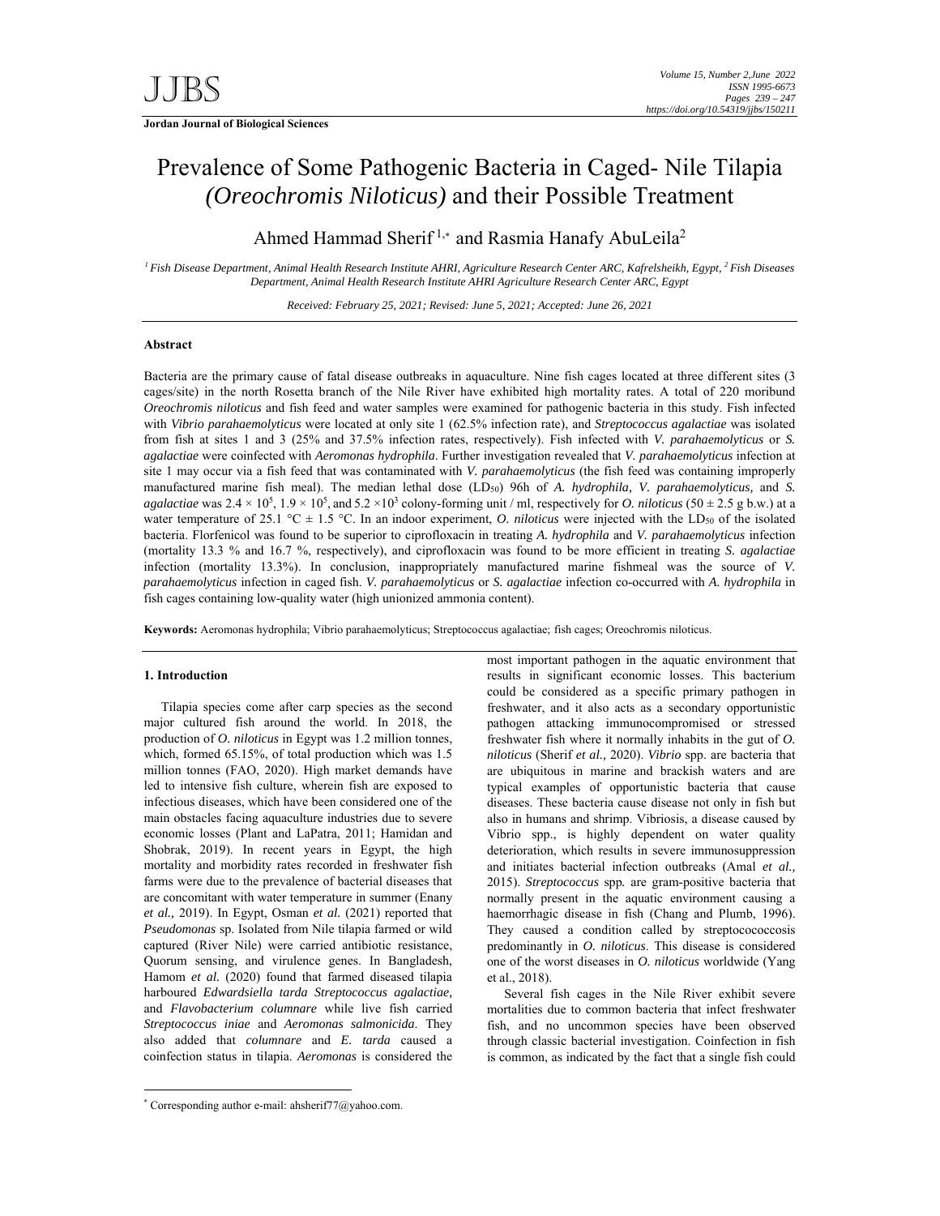**Jordan Journal of Biological Sciences**

# Prevalence of Some Pathogenic Bacteria in Caged- Nile Tilapia *(Oreochromis Niloticus)* and their Possible Treatment

Ahmed Hammad Sherif [1,*] and Rasmia Hanafy AbuLeila[2]

[1] *Fish Disease Department, Animal Health Research Institute AHRI, Agriculture Research Center ARC, Kafrelsheikh, Egypt,* [2] *Fish Diseases Department, Animal Health Research Institute AHRI Agriculture Research Center ARC, Egypt*

*Received: February 25, 2021; Revised: June 5, 2021; Accepted: June 26, 2021*

## Abstract

Bacteria are the primary cause of fatal disease outbreaks in aquaculture. Nine fish cages located at three different sites (3 cages/site) in the north Rosetta branch of the Nile River have exhibited high mortality rates. A total of 220 moribund *Oreochromis niloticus* and fish feed and water samples were examined for pathogenic bacteria in this study. Fish infected with *Vibrio parahaemolyticus* were located at only site 1 (62.5% infection rate), and *Streptococcus agalactiae* was isolated from fish at sites 1 and 3 (25% and 37.5% infection rates, respectively). Fish infected with *V. parahaemolyticus* or *S. agalactiae* were coinfected with *Aeromonas hydrophila*. Further investigation revealed that *V. parahaemolyticus* infection at site 1 may occur via a fish feed that was contaminated with *V. parahaemolyticus* (the fish feed was containing improperly manufactured marine fish meal). The median lethal dose ($LD_{50}$) 96h of *A. hydrophila, V. parahaemolyticus,* and *S. agalactiae* was $2.4 \times 10^5$, $1.9 \times 10^5$, and $5.2 \times 10^3$ colony-forming unit / ml, respectively for *O. niloticus* ($50 \pm 2.5$ g b.w.) at a water temperature of 25.1 °C ± 1.5 °C. In an indoor experiment, *O. niloticus* were injected with the $LD_{50}$ of the isolated bacteria. Florfenicol was found to be superior to ciprofloxacin in treating *A. hydrophila* and *V. parahaemolyticus* infection (mortality 13.3 % and 16.7 %, respectively), and ciprofloxacin was found to be more efficient in treating *S. agalactiae* infection (mortality 13.3%). In conclusion, inappropriately manufactured marine fishmeal was the source of *V. parahaemolyticus* infection in caged fish. *V. parahaemolyticus* or *S. agalactiae* infection co-occurred with *A. hydrophila* in fish cages containing low-quality water (high unionized ammonia content).

**Keywords:** Aeromonas hydrophila; Vibrio parahaemolyticus; Streptococcus agalactiae; fish cages; Oreochromis niloticus.

## 1. Introduction

Tilapia species come after carp species as the second major cultured fish around the world. In 2018, the production of *O. niloticus* in Egypt was 1.2 million tonnes, which, formed 65.15%, of total production which was 1.5 million tonnes (FAO, 2020). High market demands have led to intensive fish culture, wherein fish are exposed to infectious diseases, which have been considered one of the main obstacles facing aquaculture industries due to severe economic losses (Plant and LaPatra, 2011; Hamidan and Shobrak, 2019). In recent years in Egypt, the high mortality and morbidity rates recorded in freshwater fish farms were due to the prevalence of bacterial diseases that are concomitant with water temperature in summer (Enany *et al.,* 2019). In Egypt, Osman *et al.* (2021) reported that *Pseudomonas* sp. Isolated from Nile tilapia farmed or wild captured (River Nile) were carried antibiotic resistance, Quorum sensing, and virulence genes. In Bangladesh, Hamom *et al.* (2020) found that farmed diseased tilapia harboured *Edwardsiella tarda Streptococcus agalactiae,* and *Flavobacterium columnare* while live fish carried *Streptococcus iniae* and *Aeromonas salmonicida*. They also added that *columnare* and *E. tarda* caused a coinfection status in tilapia. *Aeromonas* is considered the most important pathogen in the aquatic environment that results in significant economic losses. This bacterium could be considered as a specific primary pathogen in freshwater, and it also acts as a secondary opportunistic pathogen attacking immunocompromised or stressed freshwater fish where it normally inhabits in the gut of *O. niloticus* (Sherif *et al.,* 2020). *Vibrio* spp. are bacteria that are ubiquitous in marine and brackish waters and are typical examples of opportunistic bacteria that cause diseases. These bacteria cause disease not only in fish but also in humans and shrimp. Vibriosis, a disease caused by Vibrio spp., is highly dependent on water quality deterioration, which results in severe immunosuppression and initiates bacterial infection outbreaks (Amal *et al.,* 2015). *Streptococcus* spp*.* are gram-positive bacteria that normally present in the aquatic environment causing a haemorrhagic disease in fish (Chang and Plumb, 1996). They caused a condition called by streptocococcosis predominantly in *O. niloticus*. This disease is considered one of the worst diseases in *O. niloticus* worldwide (Yang et al., 2018).

Several fish cages in the Nile River exhibit severe mortalities due to common bacteria that infect freshwater fish, and no uncommon species have been observed through classic bacterial investigation. Coinfection in fish is common, as indicated by the fact that a single fish could

* Corresponding author e-mail: ahsherif77@yahoo.com.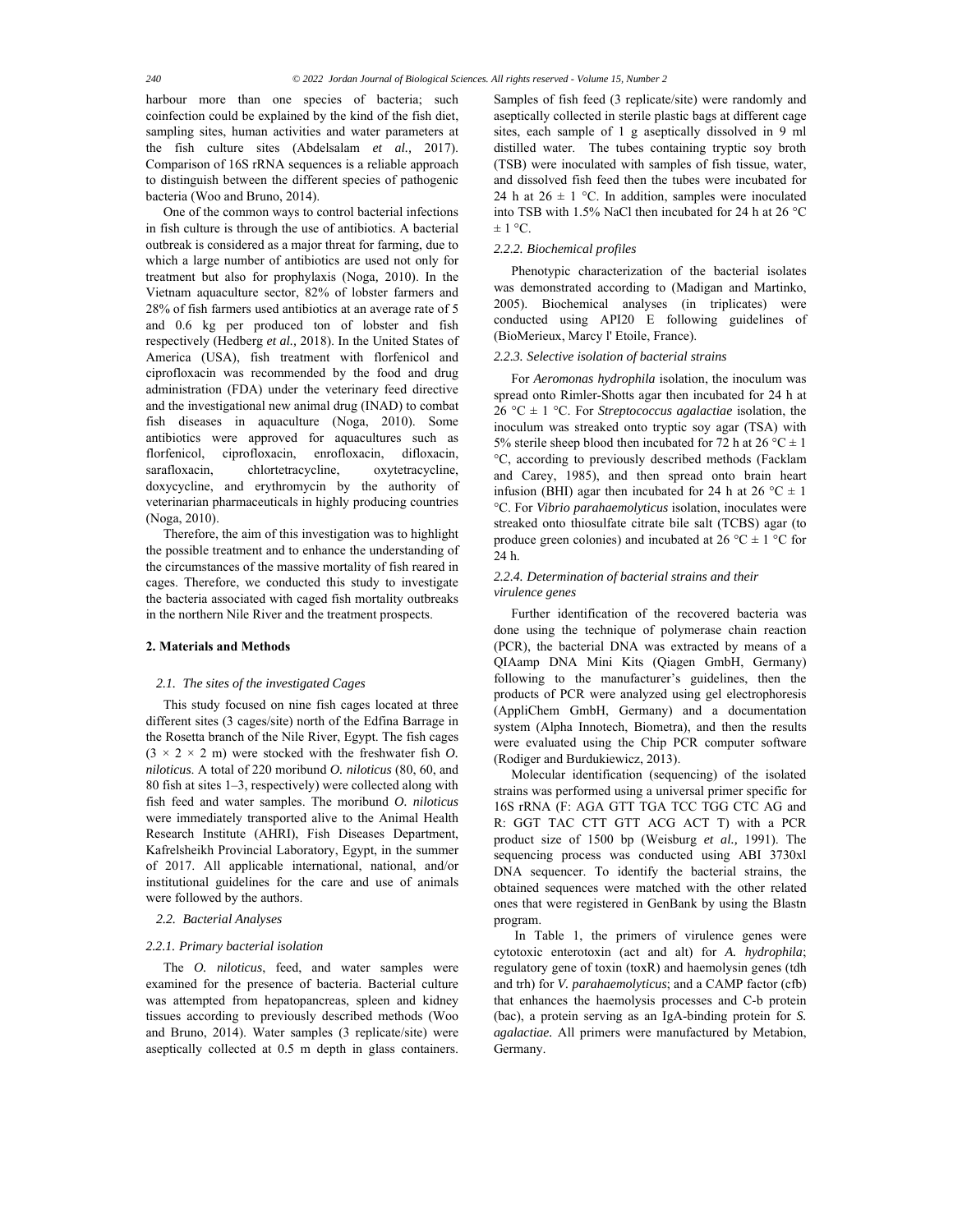harbour more than one species of bacteria; such coinfection could be explained by the kind of the fish diet, sampling sites, human activities and water parameters at the fish culture sites (Abdelsalam *et al.,* 2017). Comparison of 16S rRNA sequences is a reliable approach to distinguish between the different species of pathogenic bacteria (Woo and Bruno, 2014).

One of the common ways to control bacterial infections in fish culture is through the use of antibiotics. A bacterial outbreak is considered as a major threat for farming, due to which a large number of antibiotics are used not only for treatment but also for prophylaxis (Noga*,* 2010). In the Vietnam aquaculture sector, 82% of lobster farmers and 28% of fish farmers used antibiotics at an average rate of 5 and 0.6 kg per produced ton of lobster and fish respectively (Hedberg *et al.*, 2018). In the United States of America (USA), fish treatment with florfenicol and ciprofloxacin was recommended by the food and drug administration (FDA) under the veterinary feed directive and the investigational new animal drug (INAD) to combat fish diseases in aquaculture (Noga, 2010). Some antibiotics were approved for aquacultures such as florfenicol, ciprofloxacin, enrofloxacin, difloxacin, sarafloxacin, chlortetracycline, oxytetracycline, doxycycline, and erythromycin by the authority of veterinarian pharmaceuticals in highly producing countries (Noga, 2010).

Therefore, the aim of this investigation was to highlight the possible treatment and to enhance the understanding of the circumstances of the massive mortality of fish reared in cages. Therefore, we conducted this study to investigate the bacteria associated with caged fish mortality outbreaks in the northern Nile River and the treatment prospects.

## 2. Materials and Methods

### 2.1. The sites of the investigated Cages

This study focused on nine fish cages located at three different sites (3 cages/site) north of the Edfina Barrage in the Rosetta branch of the Nile River, Egypt. The fish cages (3 × 2 × 2 m) were stocked with the freshwater fish *O. niloticus*. A total of 220 moribund *O. niloticus* (80, 60, and 80 fish at sites 1–3, respectively) were collected along with fish feed and water samples. The moribund *O. niloticus* were immediately transported alive to the Animal Health Research Institute (AHRI), Fish Diseases Department, Kafrelsheikh Provincial Laboratory, Egypt, in the summer of 2017. All applicable international, national, and/or institutional guidelines for the care and use of animals were followed by the authors.

### 2.2. Bacterial Analyses

#### *2.2.1. Primary bacterial isolation*

The *O. niloticus*, feed, and water samples were examined for the presence of bacteria. Bacterial culture was attempted from hepatopancreas, spleen and kidney tissues according to previously described methods (Woo and Bruno, 2014). Water samples (3 replicate/site) were aseptically collected at 0.5 m depth in glass containers. Samples of fish feed (3 replicate/site) were randomly and aseptically collected in sterile plastic bags at different cage sites, each sample of 1 g aseptically dissolved in 9 ml distilled water. The tubes containing tryptic soy broth (TSB) were inoculated with samples of fish tissue, water, and dissolved fish feed then the tubes were incubated for 24 h at 26 ± 1 °C. In addition, samples were inoculated into TSB with 1.5% NaCl then incubated for 24 h at 26 °C ± 1 °C.

#### *2.2.2. Biochemical profiles*

Phenotypic characterization of the bacterial isolates was demonstrated according to (Madigan and Martinko, 2005). Biochemical analyses (in triplicates) were conducted using API20 E following guidelines of (BioMerieux, Marcy l' Etoile, France).

#### *2.2.3. Selective isolation of bacterial strains*

For *Aeromonas hydrophila* isolation, the inoculum was spread onto Rimler-Shotts agar then incubated for 24 h at 26 °C ± 1 °C. For *Streptococcus agalactiae* isolation, the inoculum was streaked onto tryptic soy agar (TSA) with 5% sterile sheep blood then incubated for 72 h at 26 °C ± 1 °C, according to previously described methods (Facklam and Carey, 1985), and then spread onto brain heart infusion (BHI) agar then incubated for 24 h at 26 °C ± 1 °C. For *Vibrio parahaemolyticus* isolation, inoculates were streaked onto thiosulfate citrate bile salt (TCBS) agar (to produce green colonies) and incubated at 26 °C ± 1 °C for 24 h.

#### *2.2.4. Determination of bacterial strains and their virulence genes*

Further identification of the recovered bacteria was done using the technique of polymerase chain reaction (PCR), the bacterial DNA was extracted by means of a QIAamp DNA Mini Kits (Qiagen GmbH, Germany) following to the manufacturer's guidelines, then the products of PCR were analyzed using gel electrophoresis (AppliChem GmbH, Germany) and a documentation system (Alpha Innotech, Biometra), and then the results were evaluated using the Chip PCR computer software (Rodiger and Burdukiewicz, 2013).

Molecular identification (sequencing) of the isolated strains was performed using a universal primer specific for 16S rRNA (F: AGA GTT TGA TCC TGG CTC AG and R: GGT TAC CTT GTT ACG ACT T) with a PCR product size of 1500 bp (Weisburg *et al.,* 1991). The sequencing process was conducted using ABI 3730xl DNA sequencer. To identify the bacterial strains, the obtained sequences were matched with the other related ones that were registered in GenBank by using the Blastn program.

In Table 1, the primers of virulence genes were cytotoxic enterotoxin (act and alt) for *A. hydrophila*; regulatory gene of toxin (toxR) and haemolysin genes (tdh and trh) for *V. parahaemolyticus*; and a CAMP factor (cfb) that enhances the haemolysis processes and C-b protein (bac), a protein serving as an IgA-binding protein for *S. agalactiae.* All primers were manufactured by Metabion, Germany.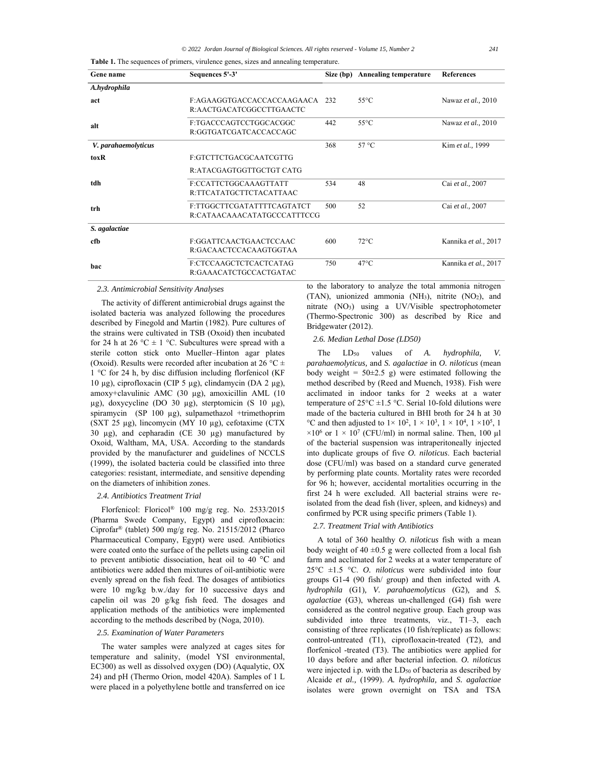**Table 1.** The sequences of primers, virulence genes, sizes and annealing temperature.

| Gene name | Sequences 5'-3' | Size (bp) | Annealing temperature | References |
|---|---|---|---|---|
| *A.hydrophila* | | | | |
| act | F:AGAAGGTGACCACCACCAAGAACA R:AACTGACATCGGCCTTGAACTC | 232 | 55°C | Nawaz *et al.,* 2010 |
| alt | F:TGACCCAGTCCTGGCACGGC R:GGTGATCGATCACCACCAGC | 442 | 55°C | Nawaz *et al.,* 2010 |
| *V. parahaemolyticus* | | 368 | 57 °C | Kim *et al.,* 1999 |
| toxR | F:GTCTTCTGACGCAATCGTTG R:ATACGAGTGGTTGCTGT CATG | | | |
| tdh | F:CCATTCTGGCAAAGTTATT R:TTCATATGCTTCTACATTAAC | 534 | 48 | Cai *et al.,* 2007 |
| trh | F:TTGGCTTCGATATTTTCAGTATCT R:CATAACAAACATATGCCCATTTCCG | 500 | 52 | Cai *et al.,* 2007 |
| *S. agalactiae* | | | | |
| cfb | F:GGATTCAACTGAACTCCAAC R:GACAACTCCACAAGTGGTAA | 600 | 72°C | Kannika *et al.,* 2017 |
| bac | F:CTCCAAGCTCTCACTCATAG R:GAAACATCTGCCACTGATAC | 750 | 47°C | Kannika *et al.,* 2017 |

### *2.3. Antimicrobial Sensitivity Analyses*

The activity of different antimicrobial drugs against the isolated bacteria was analyzed following the procedures described by Finegold and Martin (1982). Pure cultures of the strains were cultivated in TSB (Oxoid) then incubated for 24 h at 26 °C ± 1 °C. Subcultures were spread with a sterile cotton stick onto Mueller–Hinton agar plates (Oxoid). Results were recorded after incubation at 26 °C ± 1 °C for 24 h, by disc diffusion including florfenicol (KF 10 µg), ciprofloxacin (CIP 5 µg), clindamycin (DA 2 µg), amoxy+clavulinic AMC (30 µg), amoxicillin AML (10 µg), doxycycline (DO 30 µg), sterptomicin (S 10 µg), spiramycin (SP 100 µg), sulpamethazol +trimethoprim (SXT 25 µg), lincomycin (MY 10 µg), cefotaxime (CTX 30 µg), and cepharadin (CE 30 µg) manufactured by Oxoid, Waltham, MA, USA. According to the standards provided by the manufacturer and guidelines of NCCLS (1999), the isolated bacteria could be classified into three categories: resistant, intermediate, and sensitive depending on the diameters of inhibition zones.

### *2.4. Antibiotics Treatment Trial*

Florfenicol: Floricol® 100 mg/g reg. No. 2533/2015 (Pharma Swede Company, Egypt) and ciprofloxacin: Ciprofar® (tablet) 500 mg/g reg. No. 21515/2012 (Pharco Pharmaceutical Company, Egypt) were used. Antibiotics were coated onto the surface of the pellets using capelin oil to prevent antibiotic dissociation, heat oil to 40 °C and antibiotics were added then mixtures of oil-antibiotic were evenly spread on the fish feed. The dosages of antibiotics were 10 mg/kg b.w./day for 10 successive days and capelin oil was 20 g/kg fish feed. The dosages and application methods of the antibiotics were implemented according to the methods described by (Noga, 2010).

### *2.5. Examination of Water Parameters*

The water samples were analyzed at cages sites for temperature and salinity, (model YSI environmental, EC300) as well as dissolved oxygen (DO) (Aqualytic, OX 24) and pH (Thermo Orion, model 420A). Samples of 1 L were placed in a polyethylene bottle and transferred on ice to the laboratory to analyze the total ammonia nitrogen (TAN), unionized ammonia ($NH_3$), nitrite ($NO_2$), and nitrate ($NO_3$) using a UV/Visible spectrophotometer (Thermo-Spectronic 300) as described by Rice and Bridgewater (2012).

### *2.6. Median Lethal Dose (LD50)*

The $LD_{50}$ values of *A. hydrophila, V. parahaemolyticus,* and *S. agalactiae* in *O. niloticus* (mean body weight = 50±2.5 g) were estimated following the method described by (Reed and Muench, 1938). Fish were acclimated in indoor tanks for 2 weeks at a water temperature of 25°C ±1.5 °C. Serial 10-fold dilutions were made of the bacteria cultured in BHI broth for 24 h at 30 °C and then adjusted to $1\times 10^2$, $1 \times 10^3$, $1 \times 10^4$, $1 \times 10^5$, $1 \times 10^6$ or $1 \times 10^7$ (CFU/ml) in normal saline. Then, 100 µl of the bacterial suspension was intraperitoneally injected into duplicate groups of five *O. niloticus*. Each bacterial dose (CFU/ml) was based on a standard curve generated by performing plate counts. Mortality rates were recorded for 96 h; however, accidental mortalities occurring in the first 24 h were excluded. All bacterial strains were re-isolated from the dead fish (liver, spleen, and kidneys) and confirmed by PCR using specific primers (Table 1).

### *2.7. Treatment Trial with Antibiotics*

A total of 360 healthy *O. niloticus* fish with a mean body weight of 40 ±0.5 g were collected from a local fish farm and acclimated for 2 weeks at a water temperature of 25°C ±1.5 °C. *O. niloticus* were subdivided into four groups G1-4 (90 fish/ group) and then infected with *A. hydrophila* (G1)*, V. parahaemolyticus* (G2)*,* and *S. agalactiae* (G3), whereas un-challenged (G4) fish were considered as the control negative group. Each group was subdivided into three treatments, viz., T1–3, each consisting of three replicates (10 fish/replicate) as follows: control-untreated (T1), ciprofloxacin-treated (T2), and florfenicol -treated (T3). The antibiotics were applied for 10 days before and after bacterial infection. *O. niloticus* were injected i.p. with the $LD_{50}$ of bacteria as described by Alcaide *et al.,* (1999). *A. hydrophila,* and *S. agalactiae* isolates were grown overnight on TSA and TSA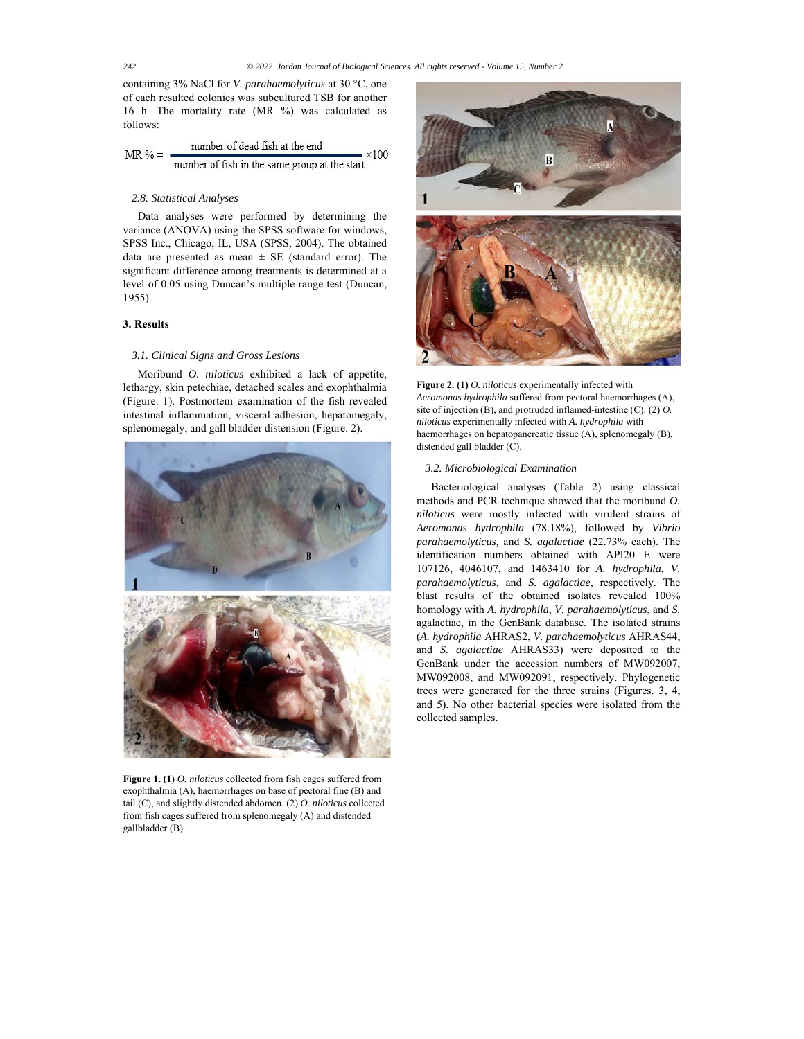containing 3% NaCl for *V. parahaemolyticus* at 30 °C, one of each resulted colonies was subcultured TSB for another 16 h. The mortality rate (MR %) was calculated as follows:

$$MR\ \% = \frac{\text{number of dead fish at the end}}{\text{number of fish in the same group at the start}} \times 100$$

### *2.8. Statistical Analyses*

Data analyses were performed by determining the variance (ANOVA) using the SPSS software for windows, SPSS Inc., Chicago, IL, USA (SPSS, 2004). The obtained data are presented as mean ± SE (standard error). The significant difference among treatments is determined at a level of 0.05 using Duncan's multiple range test (Duncan, 1955).

## 3. Results

### *3.1. Clinical Signs and Gross Lesions*

Moribund *O. niloticus* exhibited a lack of appetite, lethargy, skin petechiae, detached scales and exophthalmia (Figure. 1). Postmortem examination of the fish revealed intestinal inflammation, visceral adhesion, hepatomegaly, splenomegaly, and gall bladder distension (Figure. 2).

**Figure 1. (1)** *O. niloticus* collected from fish cages suffered from exophthalmia (A), haemorrhages on base of pectoral fine (B) and tail (C), and slightly distended abdomen. (2) *O. niloticus* collected from fish cages suffered from splenomegaly (A) and distended gallbladder (B).

**Figure 2. (1)** *O. niloticus* experimentally infected with *Aeromonas hydrophila* suffered from pectoral haemorrhages (A), site of injection (B), and protruded inflamed-intestine (C). (2) *O. niloticus* experimentally infected with *A. hydrophila* with haemorrhages on hepatopancreatic tissue (A), splenomegaly (B), distended gall bladder (C).

### *3.2. Microbiological Examination*

Bacteriological analyses (Table 2) using classical methods and PCR technique showed that the moribund *O. niloticus* were mostly infected with virulent strains of *Aeromonas hydrophila* (78.18%), followed by *Vibrio parahaemolyticus,* and *S. agalactiae* (22.73% each). The identification numbers obtained with API20 E were 107126, 4046107, and 1463410 for *A. hydrophila*, *V. parahaemolyticus,* and *S. agalactiae*, respectively. The blast results of the obtained isolates revealed 100% homology with *A. hydrophila*, *V. parahaemolyticus*, and *S.* agalactiae, in the GenBank database. The isolated strains (*A. hydrophila* AHRAS2, *V. parahaemolyticus* AHRAS44, and *S. agalactiae* AHRAS33) were deposited to the GenBank under the accession numbers of MW092007, MW092008, and MW092091, respectively. Phylogenetic trees were generated for the three strains (Figures. 3, 4, and 5). No other bacterial species were isolated from the collected samples.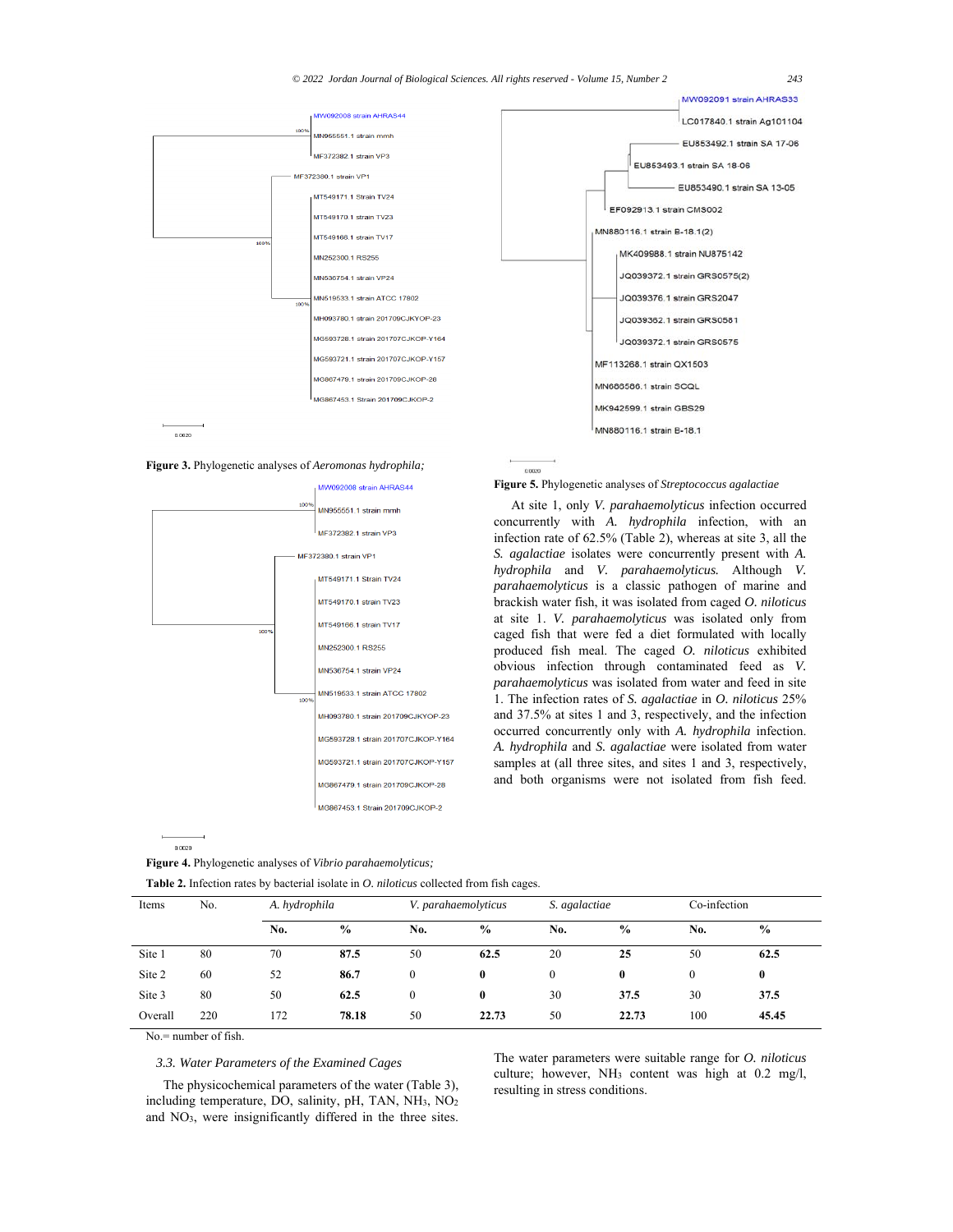Figure 3. Phylogenetic analyses of *Aeromonas hydrophila;*

Figure 4. Phylogenetic analyses of *Vibrio parahaemolyticus;*

Figure 5. Phylogenetic analyses of *Streptococcus agalactiae*

At site 1, only *V. parahaemolyticus* infection occurred concurrently with *A. hydrophila* infection, with an infection rate of 62.5% (Table 2), whereas at site 3, all the *S. agalactiae* isolates were concurrently present with *A. hydrophila* and *V. parahaemolyticus.* Although *V. parahaemolyticus* is a classic pathogen of marine and brackish water fish, it was isolated from caged *O. niloticus* at site 1. *V. parahaemolyticus* was isolated only from caged fish that were fed a diet formulated with locally produced fish meal. The caged *O. niloticus* exhibited obvious infection through contaminated feed as *V. parahaemolyticus* was isolated from water and feed in site 1. The infection rates of *S. agalactiae* in *O. niloticus* 25% and 37.5% at sites 1 and 3, respectively, and the infection occurred concurrently only with *A. hydrophila* infection. *A. hydrophila* and *S. agalactiae* were isolated from water samples at (all three sites, and sites 1 and 3, respectively, and both organisms were not isolated from fish feed.

**Table 2.** Infection rates by bacterial isolate in *O. niloticus* collected from fish cages.

| Items | No. | *A. hydrophila* | | *V. parahaemolyticus* | | *S. agalactiae* | | Co-infection | |
|---|---|---|---|---|---|---|---|---|---|
| | | **No.** | **%** | **No.** | **%** | **No.** | **%** | **No.** | **%** |
| Site 1 | 80 | 70 | **87.5** | 50 | **62.5** | 20 | **25** | 50 | **62.5** |
| Site 2 | 60 | 52 | **86.7** | 0 | **0** | 0 | **0** | 0 | **0** |
| Site 3 | 80 | 50 | **62.5** | 0 | **0** | 30 | **37.5** | 30 | **37.5** |
| Overall | 220 | 172 | **78.18** | 50 | **22.73** | 50 | **22.73** | 100 | **45.45** |

No.= number of fish.

### *3.3. Water Parameters of the Examined Cages*

The physicochemical parameters of the water (Table 3), including temperature, DO, salinity, pH, TAN, $NH_3$, $NO_2$ and $NO_3$, were insignificantly differed in the three sites. The water parameters were suitable range for *O. niloticus* culture; however, $NH_3$ content was high at 0.2 mg/l, resulting in stress conditions.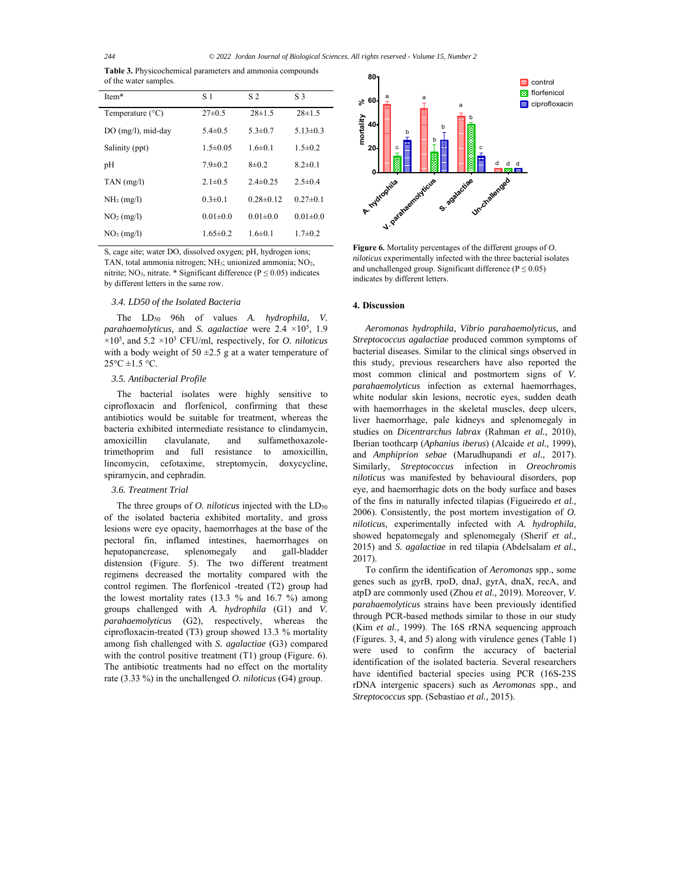**Table 3.** Physicochemical parameters and ammonia compounds of the water samples.

| Item* | S 1 | S 2 | S 3 |
|---|---|---|---|
| Temperature (°C) | 27±0.5 | 28±1.5 | 28±1.5 |
| DO (mg/l), mid-day | 5.4±0.5 | 5.3±0.7 | 5.13±0.3 |
| Salinity (ppt) | 1.5±0.05 | 1.6±0.1 | 1.5±0.2 |
| pH | 7.9±0.2 | 8±0.2 | 8.2±0.1 |
| TAN (mg/l) | 2.1±0.5 | 2.4±0.25 | 2.5±0.4 |
| $NH_3$ (mg/l) | 0.3±0.1 | 0.28±0.12 | 0.27±0.1 |
| $NO_2$ (mg/l) | 0.01±0.0 | 0.01±0.0 | 0.01±0.0 |
| $NO_3$ (mg/l) | 1.65±0.2 | 1.6±0.1 | 1.7±0.2 |

S, cage site; water DO, dissolved oxygen; pH, hydrogen ions; TAN, total ammonia nitrogen; $NH_3$; unionized ammonia; $NO_2$, nitrite; $NO_3$, nitrate. * Significant difference ($P \leq 0.05$) indicates by different letters in the same row.

### 3.4. LD50 of the Isolated Bacteria

The $LD_{50}$ 96h of values *A. hydrophila, V. parahaemolyticus,* and *S. agalactiae* were 2.4 $\times 10^5$, 1.9 $\times 10^5$, and 5.2 $\times 10^3$ CFU/ml, respectively, for *O. niloticus* with a body weight of 50 ±2.5 g at a water temperature of 25°C ±1.5 °C.

### 3.5. Antibacterial Profile

The bacterial isolates were highly sensitive to ciprofloxacin and florfenicol, confirming that these antibiotics would be suitable for treatment, whereas the bacteria exhibited intermediate resistance to clindamycin, amoxicillin clavulanate, and sulfamethoxazole-trimethoprim and full resistance to amoxicillin, lincomycin, cefotaxime, streptomycin, doxycycline, spiramycin, and cephradin.

### 3.6. Treatment Trial

The three groups of *O. niloticus* injected with the $LD_{50}$ of the isolated bacteria exhibited mortality, and gross lesions were eye opacity, haemorrhages at the base of the pectoral fin, inflamed intestines, haemorrhages on hepatopancrease, splenomegaly and gall-bladder distension (Figure. 5). The two different treatment regimens decreased the mortality compared with the control regimen. The florfenicol -treated (T2) group had the lowest mortality rates (13.3 % and 16.7 %) among groups challenged with *A. hydrophila* (G1) and *V. parahaemolyticus* (G2), respectively, whereas the ciprofloxacin-treated (T3) group showed 13.3 % mortality among fish challenged with *S. agalactiae* (G3) compared with the control positive treatment (T1) group (Figure. 6). The antibiotic treatments had no effect on the mortality rate (3.33 %) in the unchallenged *O. niloticus* (G4) group.

**Figure 6.** Mortality percentages of the different groups of *O. niloticus* experimentally infected with the three bacterial isolates and unchallenged group. Significant difference ($P \leq 0.05$) indicates by different letters.

## 4. Discussion

*Aeromonas hydrophila, Vibrio parahaemolyticus,* and *Streptococcus agalactiae* produced common symptoms of bacterial diseases. Similar to the clinical sings observed in this study, previous researchers have also reported the most common clinical and postmortem signs of *V. parahaemolyticus* infection as external haemorrhages, white nodular skin lesions, necrotic eyes, sudden death with haemorrhages in the skeletal muscles, deep ulcers, liver haemorrhage, pale kidneys and splenomegaly in studies on *Dicentrarchus labrax* (Rahman *et al.,* 2010), Iberian toothcarp (*Aphanius iberus*) (Alcaide *et al.,* 1999), and *Amphiprion sebae* (Marudhupandi *et al.,* 2017). Similarly, *Streptococcus* infection in *Oreochromis niloticus* was manifested by behavioural disorders, pop eye, and haemorrhagic dots on the body surface and bases of the fins in naturally infected tilapias (Figueiredo *et al.,* 2006). Consistently, the post mortem investigation of *O. niloticus,* experimentally infected with *A. hydrophila,* showed hepatomegaly and splenomegaly (Sherif *et al.,* 2015) and *S. agalactiae* in red tilapia (Abdelsalam *et al.,* 2017).

To confirm the identification of *Aeromonas* spp., some genes such as gyrB, rpoD, dnaJ, gyrA, dnaX, recA, and atpD are commonly used (Zhou *et al.,* 2019). Moreover, *V. parahaemolyticus* strains have been previously identified through PCR-based methods similar to those in our study (Kim *et al.,* 1999). The 16S rRNA sequencing approach (Figures. 3, 4, and 5) along with virulence genes (Table 1) were used to confirm the accuracy of bacterial identification of the isolated bacteria. Several researchers have identified bacterial species using PCR (16S-23S rDNA intergenic spacers) such as *Aeromonas* spp., and *Streptococcus* spp. (Sebastiao *et al.,* 2015).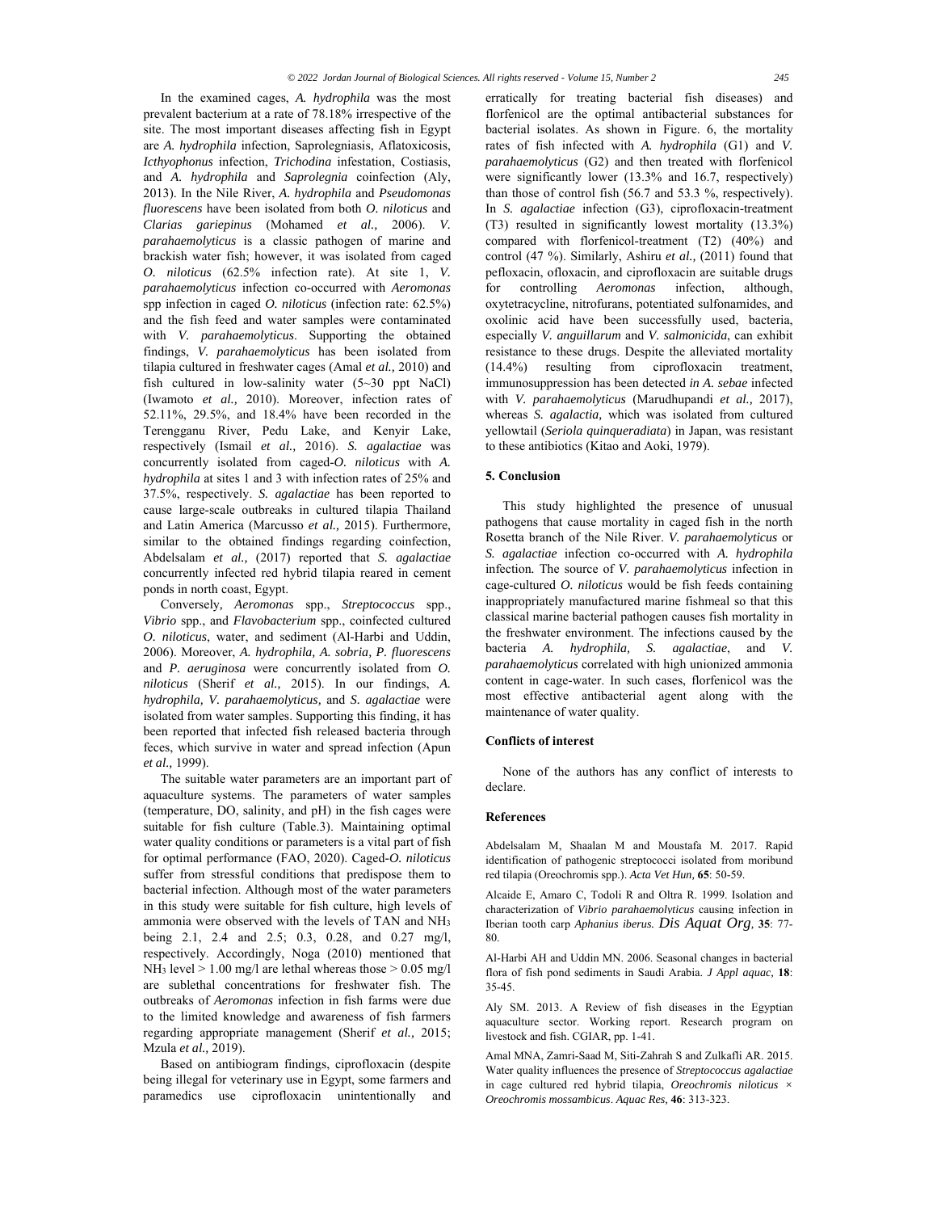In the examined cages, *A. hydrophila* was the most prevalent bacterium at a rate of 78.18% irrespective of the site. The most important diseases affecting fish in Egypt are *A. hydrophila* infection, Saprolegniasis, Aflatoxicosis, *Icthyophonus* infection, *Trichodina* infestation, Costiasis, and *A. hydrophila* and *Saprolegnia* coinfection (Aly, 2013). In the Nile River, *A. hydrophila* and *Pseudomonas fluorescens* have been isolated from both *O. niloticus* and *Clarias gariepinus* (Mohamed *et al.,* 2006). *V. parahaemolyticus* is a classic pathogen of marine and brackish water fish; however, it was isolated from caged *O. niloticus* (62.5% infection rate). At site 1, *V. parahaemolyticus* infection co-occurred with *Aeromonas* spp infection in caged *O. niloticus* (infection rate: 62.5%) and the fish feed and water samples were contaminated with *V. parahaemolyticus*. Supporting the obtained findings, *V. parahaemolyticus* has been isolated from tilapia cultured in freshwater cages (Amal *et al.,* 2010) and fish cultured in low-salinity water (5~30 ppt NaCl) (Iwamoto *et al.,* 2010). Moreover, infection rates of 52.11%, 29.5%, and 18.4% have been recorded in the Terengganu River, Pedu Lake, and Kenyir Lake, respectively (Ismail *et al.,* 2016). *S. agalactiae* was concurrently isolated from caged-*O. niloticus* with *A. hydrophila* at sites 1 and 3 with infection rates of 25% and 37.5%, respectively. *S. agalactiae* has been reported to cause large-scale outbreaks in cultured tilapia Thailand and Latin America (Marcusso *et al.,* 2015). Furthermore, similar to the obtained findings regarding coinfection, Abdelsalam *et al.,* (2017) reported that *S. agalactiae* concurrently infected red hybrid tilapia reared in cement ponds in north coast, Egypt.

Conversely*, Aeromonas* spp., *Streptococcus* spp., *Vibrio* spp., and *Flavobacterium* spp., coinfected cultured *O. niloticus*, water, and sediment (Al-Harbi and Uddin, 2006). Moreover, *A. hydrophila, A. sobria, P. fluorescens* and *P. aeruginosa* were concurrently isolated from *O. niloticus* (Sherif *et al.,* 2015). In our findings, *A. hydrophila, V. parahaemolyticus,* and *S. agalactiae* were isolated from water samples. Supporting this finding, it has been reported that infected fish released bacteria through feces, which survive in water and spread infection (Apun *et al.,* 1999).

The suitable water parameters are an important part of aquaculture systems. The parameters of water samples (temperature, DO, salinity, and pH) in the fish cages were suitable for fish culture (Table.3). Maintaining optimal water quality conditions or parameters is a vital part of fish for optimal performance (FAO, 2020). Caged-*O. niloticus* suffer from stressful conditions that predispose them to bacterial infection. Although most of the water parameters in this study were suitable for fish culture, high levels of ammonia were observed with the levels of TAN and $NH_3$ being 2.1, 2.4 and 2.5; 0.3, 0.28, and 0.27 mg/l, respectively. Accordingly, Noga (2010) mentioned that $NH_3$ level > 1.00 mg/l are lethal whereas those > 0.05 mg/l are sublethal concentrations for freshwater fish. The outbreaks of *Aeromonas* infection in fish farms were due to the limited knowledge and awareness of fish farmers regarding appropriate management (Sherif *et al.,* 2015; Mzula *et al.,* 2019).

Based on antibiogram findings, ciprofloxacin (despite being illegal for veterinary use in Egypt, some farmers and paramedics use ciprofloxacin unintentionally and erratically for treating bacterial fish diseases) and florfenicol are the optimal antibacterial substances for bacterial isolates. As shown in Figure. 6, the mortality rates of fish infected with *A. hydrophila* (G1) and *V. parahaemolyticus* (G2) and then treated with florfenicol were significantly lower (13.3% and 16.7, respectively) than those of control fish (56.7 and 53.3 %, respectively). In *S. agalactiae* infection (G3), ciprofloxacin-treatment (T3) resulted in significantly lowest mortality (13.3%) compared with florfenicol-treatment (T2) (40%) and control (47 %). Similarly, Ashiru *et al.,* (2011) found that pefloxacin, ofloxacin, and ciprofloxacin are suitable drugs for controlling *Aeromonas* infection, although, oxytetracycline, nitrofurans, potentiated sulfonamides, and oxolinic acid have been successfully used, bacteria, especially *V. anguillarum* and *V. salmonicida*, can exhibit resistance to these drugs. Despite the alleviated mortality (14.4%) resulting from ciprofloxacin treatment, immunosuppression has been detected *in A. sebae* infected with *V. parahaemolyticus* (Marudhupandi *et al.,* 2017), whereas *S. agalactia,* which was isolated from cultured yellowtail (*Seriola quinqueradiata*) in Japan, was resistant to these antibiotics (Kitao and Aoki, 1979).

## 5. Conclusion

This study highlighted the presence of unusual pathogens that cause mortality in caged fish in the north Rosetta branch of the Nile River. *V. parahaemolyticus* or *S. agalactiae* infection co-occurred with *A. hydrophila* infection*.* The source of *V. parahaemolyticus* infection in cage-cultured *O. niloticus* would be fish feeds containing inappropriately manufactured marine fishmeal so that this classical marine bacterial pathogen causes fish mortality in the freshwater environment. The infections caused by the bacteria *A. hydrophila, S. agalactiae*, and *V. parahaemolyticus* correlated with high unionized ammonia content in cage-water. In such cases, florfenicol was the most effective antibacterial agent along with the maintenance of water quality.

## Conflicts of interest

None of the authors has any conflict of interests to declare.

## References

Abdelsalam M, Shaalan M and Moustafa M. 2017. Rapid identification of pathogenic streptococci isolated from moribund red tilapia (Oreochromis spp.). *Acta Vet Hun,* **65**: 50-59.

Alcaide E, Amaro C, Todoli R and Oltra R. 1999. Isolation and characterization of *Vibrio parahaemolyticus* causing infection in Iberian tooth carp *Aphanius iberus. Dis Aquat Org,* **35**: 77-80.

Al-Harbi AH and Uddin MN. 2006. Seasonal changes in bacterial flora of fish pond sediments in Saudi Arabia. *J Appl aquac,* **18**: 35-45.

Aly SM. 2013. A Review of fish diseases in the Egyptian aquaculture sector. Working report. Research program on livestock and fish. CGIAR, pp. 1-41.

Amal MNA, Zamri-Saad M, Siti-Zahrah S and Zulkafli AR. 2015. Water quality influences the presence of *Streptococcus agalactiae* in cage cultured red hybrid tilapia, *Oreochromis niloticus* × *Oreochromis mossambicus*. *Aquac Res,* **46**: 313-323.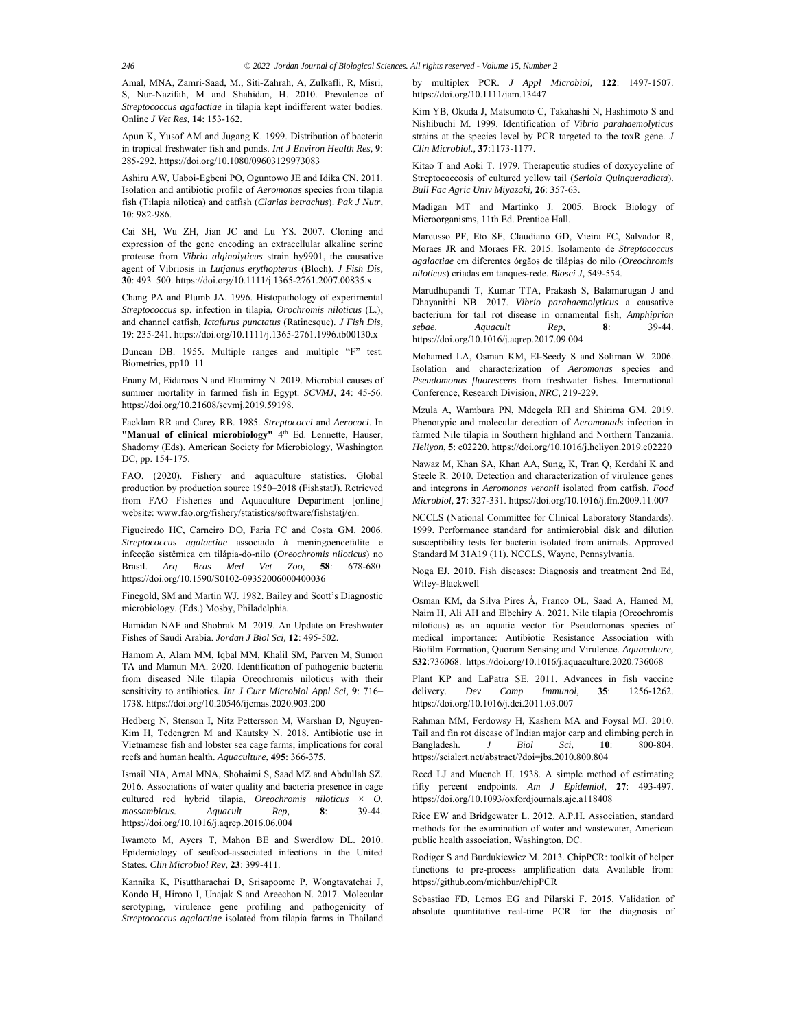Amal, MNA, Zamri-Saad, M., Siti-Zahrah, A, Zulkafli, R, Misri, S, Nur-Nazifah, M and Shahidan, H. 2010. Prevalence of *Streptococcus agalactiae* in tilapia kept indifferent water bodies. Online *J Vet Res,* **14**: 153-162.

Apun K, Yusof AM and Jugang K. 1999. Distribution of bacteria in tropical freshwater fish and ponds. *Int J Environ Health Res,* **9**: 285-292. https://doi.org/10.1080/09603129973083

Ashiru AW, Uaboi-Egbeni PO, Oguntowo JE and Idika CN. 2011. Isolation and antibiotic profile of *Aeromonas* species from tilapia fish (Tilapia nilotica) and catfish (*Clarias betrachus*). *Pak J Nutr,* **10**: 982-986.

Cai SH, Wu ZH, Jian JC and Lu YS. 2007. Cloning and expression of the gene encoding an extracellular alkaline serine protease from *Vibrio alginolyticus* strain hy9901, the causative agent of Vibriosis in *Lutjanus erythopterus* (Bloch). *J Fish Dis,* **30**: 493–500. https://doi.org/10.1111/j.1365-2761.2007.00835.x

Chang PA and Plumb JA. 1996. Histopathology of experimental *Streptococcus* sp. infection in tilapia, *Orochromis niloticus* (L.), and channel catfish, *Ictafurus punctatus* (Ratinesque). *J Fish Dis,* **19**: 235-241. https://doi.org/10.1111/j.1365-2761.1996.tb00130.x

Duncan DB. 1955. Multiple ranges and multiple "F" test. Biometrics, pp10–11

Enany M, Eidaroos N and Eltamimy N. 2019. Microbial causes of summer mortality in farmed fish in Egypt. *SCVMJ,* **24**: 45-56. https://doi.org/10.21608/scvmj.2019.59198.

Facklam RR and Carey RB. 1985. *Streptococci* and *Aerococi*. In **"Manual of clinical microbiology"** 4th Ed. Lennette, Hauser, Shadomy (Eds). American Society for Microbiology, Washington DC, pp. 154-175.

FAO. (2020). Fishery and aquaculture statistics. Global production by production source 1950–2018 (FishstatJ). Retrieved from FAO Fisheries and Aquaculture Department [online] website: www.fao.org/fishery/statistics/software/fishstatj/en.

Figueiredo HC, Carneiro DO, Faria FC and Costa GM. 2006. *Streptococcus agalactiae* associado à meningoencefalite e infecção sistêmica em tilápia-do-nilo (*Oreochromis niloticus*) no Brasil. *Arq Bras Med Vet Zoo,* **58**: 678-680. https://doi.org/10.1590/S0102-09352006000400036

Finegold, SM and Martin WJ. 1982. Bailey and Scott's Diagnostic microbiology. (Eds.) Mosby, Philadelphia.

Hamidan NAF and Shobrak M. 2019. An Update on Freshwater Fishes of Saudi Arabia. *Jordan J Biol Sci*, **12**: 495-502.

Hamom A, Alam MM, Iqbal MM, Khalil SM, Parven M, Sumon TA and Mamun MA. 2020. Identification of pathogenic bacteria from diseased Nile tilapia Oreochromis niloticus with their sensitivity to antibiotics. *Int J Curr Microbiol Appl Sci,* **9**: 716–1738. https://doi.org/10.20546/ijcmas.2020.903.200

Hedberg N, Stenson I, Nitz Pettersson M, Warshan D, Nguyen-Kim H, Tedengren M and Kautsky N. 2018. Antibiotic use in Vietnamese fish and lobster sea cage farms; implications for coral reefs and human health. *Aquaculture*, **495**: 366-375.

Ismail NIA, Amal MNA, Shohaimi S, Saad MZ and Abdullah SZ. 2016. Associations of water quality and bacteria presence in cage cultured red hybrid tilapia, *Oreochromis niloticus × O. mossambicus. Aquacult Rep,* **8**: 39-44. https://doi.org/10.1016/j.aqrep.2016.06.004

Iwamoto M, Ayers T, Mahon BE and Swerdlow DL. 2010. Epidemiology of seafood-associated infections in the United States. *Clin Microbiol Rev,* **23**: 399-411.

Kannika K, Pisuttharachai D, Srisapoome P, Wongtavatchai J, Kondo H, Hirono I, Unajak S and Areechon N. 2017. Molecular serotyping, virulence gene profiling and pathogenicity of *Streptococcus agalactiae* isolated from tilapia farms in Thailand by multiplex PCR. *J Appl Microbiol,* **122**: 1497-1507. https://doi.org/10.1111/jam.13447

Kim YB, Okuda J, Matsumoto C, Takahashi N, Hashimoto S and Nishibuchi M. 1999. Identification of *Vibrio parahaemolyticus* strains at the species level by PCR targeted to the toxR gene. *J Clin Microbiol.,* **37**:1173-1177.

Kitao T and Aoki T. 1979. Therapeutic studies of doxycycline of Streptococcosis of cultured yellow tail (*Seriola Quinqueradiata*). *Bull Fac Agric Univ Miyazaki,* **26**: 357-63.

Madigan MT and Martinko J. 2005. Brock Biology of Microorganisms, 11th Ed. Prentice Hall.

Marcusso PF, Eto SF, Claudiano GD, Vieira FC, Salvador R, Moraes JR and Moraes FR. 2015. Isolamento de *Streptococcus agalactiae* em diferentes órgãos de tilápias do nilo (*Oreochromis niloticus*) criadas em tanques-rede. *Biosci J,* 549-554.

Marudhupandi T, Kumar TTA, Prakash S, Balamurugan J and Dhayanithi NB. 2017. *Vibrio parahaemolyticus* a causative bacterium for tail rot disease in ornamental fish, *Amphiprion sebae*. *Aquacult Rep,* **8**: 39-44. https://doi.org/10.1016/j.aqrep.2017.09.004

Mohamed LA, Osman KM, El-Seedy S and Soliman W. 2006. Isolation and characterization of *Aeromonas* species and *Pseudomonas fluorescens* from freshwater fishes. International Conference, Research Division, *NRC,* 219-229.

Mzula A, Wambura PN, Mdegela RH and Shirima GM. 2019. Phenotypic and molecular detection of *Aeromonads* infection in farmed Nile tilapia in Southern highland and Northern Tanzania. *Heliyon*, **5**: e02220. https://doi.org/10.1016/j.heliyon.2019.e02220

Nawaz M, Khan SA, Khan AA, Sung, K, Tran Q, Kerdahi K and Steele R. 2010. Detection and characterization of virulence genes and integrons in *Aeromonas veronii* isolated from catfish. *Food Microbiol,* **27**: 327-331. https://doi.org/10.1016/j.fm.2009.11.007

NCCLS (National Committee for Clinical Laboratory Standards). 1999. Performance standard for antimicrobial disk and dilution susceptibility tests for bacteria isolated from animals. Approved Standard M 31A19 (11). NCCLS, Wayne, Pennsylvania.

Noga EJ. 2010. Fish diseases: Diagnosis and treatment 2nd Ed, Wiley-Blackwell

Osman KM, da Silva Pires Á, Franco OL, Saad A, Hamed M, Naim H, Ali AH and Elbehiry A. 2021. Nile tilapia (Oreochromis niloticus) as an aquatic vector for Pseudomonas species of medical importance: Antibiotic Resistance Association with Biofilm Formation, Quorum Sensing and Virulence. *Aquaculture,* **532**:736068. https://doi.org/10.1016/j.aquaculture.2020.736068

Plant KP and LaPatra SE. 2011. Advances in fish vaccine delivery. *Dev Comp Immunol,* **35**: 1256-1262. https://doi.org/10.1016/j.dci.2011.03.007

Rahman MM, Ferdowsy H, Kashem MA and Foysal MJ. 2010. Tail and fin rot disease of Indian major carp and climbing perch in Bangladesh. *J Biol Sci,* **10**: 800-804. https://scialert.net/abstract/?doi=jbs.2010.800.804

Reed LJ and Muench H. 1938. A simple method of estimating fifty percent endpoints. *Am J Epidemiol,* **27**: 493-497. https://doi.org/10.1093/oxfordjournals.aje.a118408

Rice EW and Bridgewater L. 2012. A.P.H. Association, standard methods for the examination of water and wastewater, American public health association, Washington, DC.

Rodiger S and Burdukiewicz M. 2013. ChipPCR: toolkit of helper functions to pre-process amplification data Available from: https://github.com/michbur/chipPCR

Sebastiao FD, Lemos EG and Pilarski F. 2015. Validation of absolute quantitative real-time PCR for the diagnosis of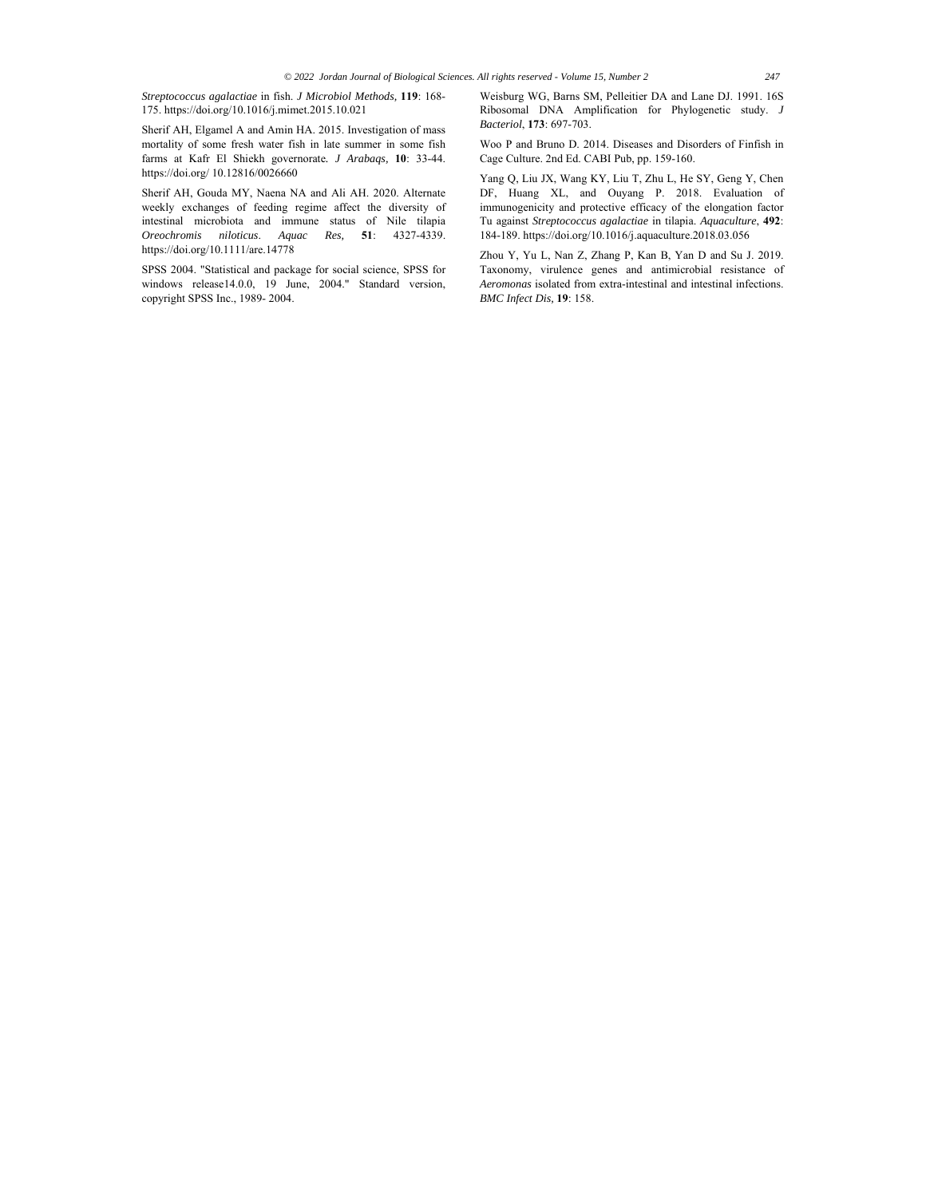*Streptococcus agalactiae* in fish. *J Microbiol Methods,* **119**: 168-175. https://doi.org/10.1016/j.mimet.2015.10.021

Sherif AH, Elgamel A and Amin HA. 2015. Investigation of mass mortality of some fresh water fish in late summer in some fish farms at Kafr El Shiekh governorate. *J Arabaqs,* **10**: 33-44. https://doi.org/ 10.12816/0026660

Sherif AH, Gouda MY, Naena NA and Ali AH. 2020. Alternate weekly exchanges of feeding regime affect the diversity of intestinal microbiota and immune status of Nile tilapia *Oreochromis niloticus*. *Aquac Res,* **51**: 4327-4339. https://doi.org/10.1111/are.14778

SPSS 2004. "Statistical and package for social science, SPSS for windows release14.0.0, 19 June, 2004." Standard version, copyright SPSS Inc., 1989- 2004.

Weisburg WG, Barns SM, Pelleitier DA and Lane DJ. 1991. 16S Ribosomal DNA Amplification for Phylogenetic study. *J Bacteriol*, **173**: 697-703.

Woo P and Bruno D. 2014. Diseases and Disorders of Finfish in Cage Culture. 2nd Ed. CABI Pub, pp. 159-160.

Yang Q, Liu JX, Wang KY, Liu T, Zhu L, He SY, Geng Y, Chen DF, Huang XL, and Ouyang P. 2018. Evaluation of immunogenicity and protective efficacy of the elongation factor Tu against *Streptococcus agalactiae* in tilapia. *Aquaculture*, **492**: 184-189. https://doi.org/10.1016/j.aquaculture.2018.03.056

Zhou Y, Yu L, Nan Z, Zhang P, Kan B, Yan D and Su J. 2019. Taxonomy, virulence genes and antimicrobial resistance of *Aeromonas* isolated from extra-intestinal and intestinal infections. *BMC Infect Dis*, **19**: 158.